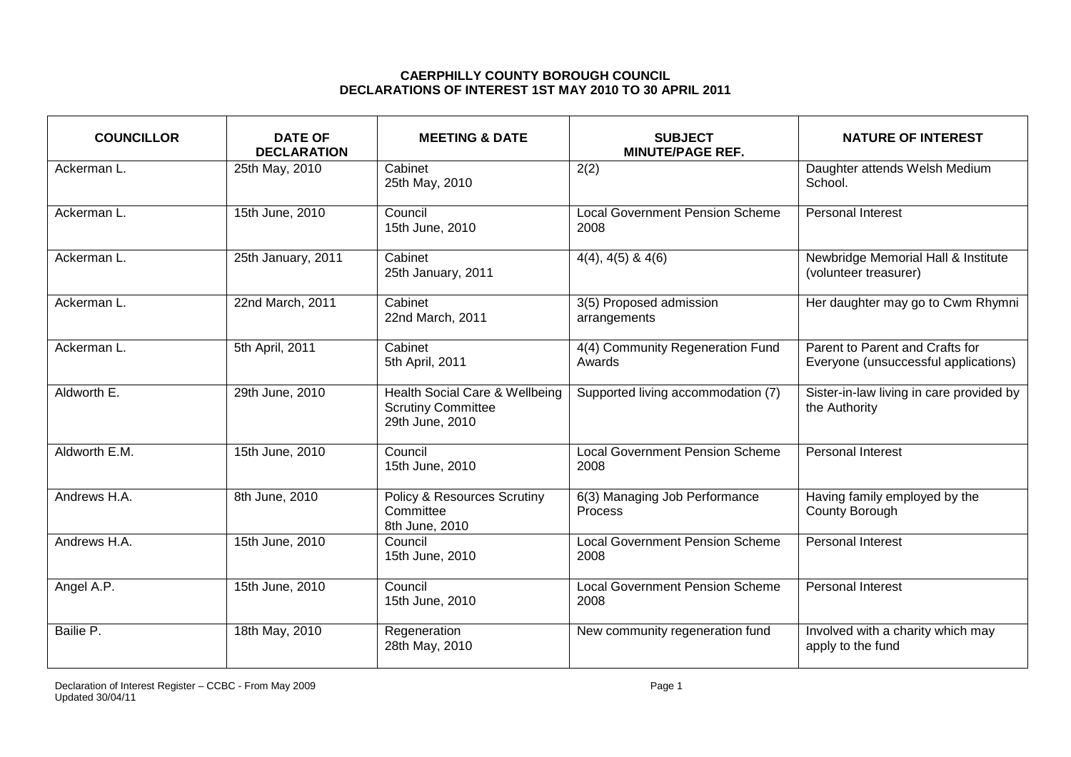# CAERPHILLY COUNTY BOROUGH COUNCIL
## DECLARATIONS OF INTEREST 1ST MAY 2010 TO 30 APRIL 2011

| COUNCILLOR | DATE OF DECLARATION | MEETING & DATE | SUBJECT MINUTE/PAGE REF. | NATURE OF INTEREST |
|---|---|---|---|---|
| Ackerman L. | 25th May, 2010 | Cabinet 25th May, 2010 | 2(2) | Daughter attends Welsh Medium School. |
| Ackerman L. | 15th June, 2010 | Council 15th June, 2010 | Local Government Pension Scheme 2008 | Personal Interest |
| Ackerman L. | 25th January, 2011 | Cabinet 25th January, 2011 | 4(4), 4(5) & 4(6) | Newbridge Memorial Hall & Institute (volunteer treasurer) |
| Ackerman L. | 22nd March, 2011 | Cabinet 22nd March, 2011 | 3(5) Proposed admission arrangements | Her daughter may go to Cwm Rhymni |
| Ackerman L. | 5th April, 2011 | Cabinet 5th April, 2011 | 4(4) Community Regeneration Fund Awards | Parent to Parent and Crafts for Everyone (unsuccessful applications) |
| Aldworth E. | 29th June, 2010 | Health Social Care & Wellbeing Scrutiny Committee 29th June, 2010 | Supported living accommodation (7) | Sister-in-law living in care provided by the Authority |
| Aldworth E.M. | 15th June, 2010 | Council 15th June, 2010 | Local Government Pension Scheme 2008 | Personal Interest |
| Andrews H.A. | 8th June, 2010 | Policy & Resources Scrutiny Committee 8th June, 2010 | 6(3) Managing Job Performance Process | Having family employed by the County Borough |
| Andrews H.A. | 15th June, 2010 | Council 15th June, 2010 | Local Government Pension Scheme 2008 | Personal Interest |
| Angel A.P. | 15th June, 2010 | Council 15th June, 2010 | Local Government Pension Scheme 2008 | Personal Interest |
| Bailie P. | 18th May, 2010 | Regeneration 28th May, 2010 | New community regeneration fund | Involved with a charity which may apply to the fund |

Declaration of Interest Register – CCBC - From May 2009
Updated 30/04/11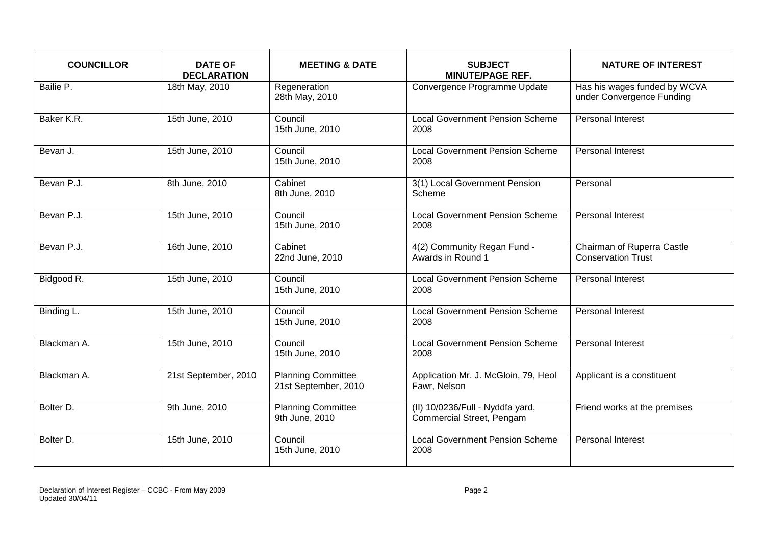| COUNCILLOR | DATE OF DECLARATION | MEETING & DATE | SUBJECT MINUTE/PAGE REF. | NATURE OF INTEREST |
|---|---|---|---|---|
| Bailie P. | 18th May, 2010 | Regeneration 28th May, 2010 | Convergence Programme Update | Has his wages funded by WCVA under Convergence Funding |
| Baker K.R. | 15th June, 2010 | Council 15th June, 2010 | Local Government Pension Scheme 2008 | Personal Interest |
| Bevan J. | 15th June, 2010 | Council 15th June, 2010 | Local Government Pension Scheme 2008 | Personal Interest |
| Bevan P.J. | 8th June, 2010 | Cabinet 8th June, 2010 | 3(1) Local Government Pension Scheme | Personal |
| Bevan P.J. | 15th June, 2010 | Council 15th June, 2010 | Local Government Pension Scheme 2008 | Personal Interest |
| Bevan P.J. | 16th June, 2010 | Cabinet 22nd June, 2010 | 4(2) Community Regan Fund - Awards in Round 1 | Chairman of Ruperra Castle Conservation Trust |
| Bidgood R. | 15th June, 2010 | Council 15th June, 2010 | Local Government Pension Scheme 2008 | Personal Interest |
| Binding L. | 15th June, 2010 | Council 15th June, 2010 | Local Government Pension Scheme 2008 | Personal Interest |
| Blackman A. | 15th June, 2010 | Council 15th June, 2010 | Local Government Pension Scheme 2008 | Personal Interest |
| Blackman A. | 21st September, 2010 | Planning Committee 21st September, 2010 | Application Mr. J. McGloin, 79, Heol Fawr, Nelson | Applicant is a constituent |
| Bolter D. | 9th June, 2010 | Planning Committee 9th June, 2010 | (II) 10/0236/Full - Nyddfa yard, Commercial Street, Pengam | Friend works at the premises |
| Bolter D. | 15th June, 2010 | Council 15th June, 2010 | Local Government Pension Scheme 2008 | Personal Interest |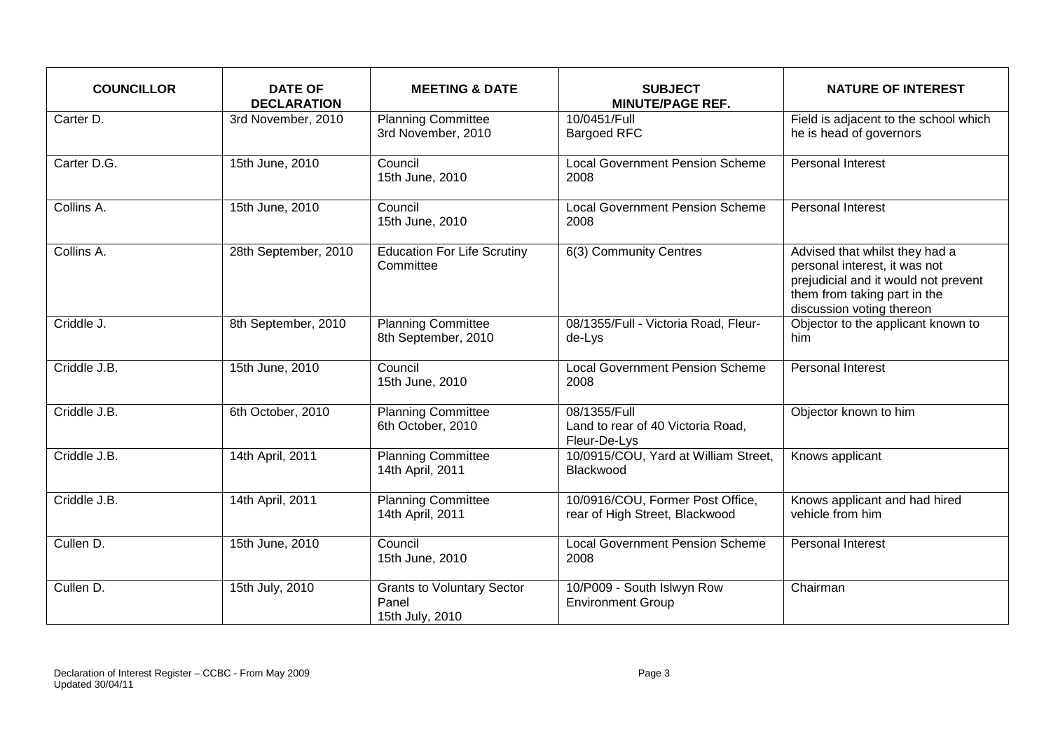| COUNCILLOR | DATE OF DECLARATION | MEETING & DATE | SUBJECT MINUTE/PAGE REF. | NATURE OF INTEREST |
|---|---|---|---|---|
| Carter D. | 3rd November, 2010 | Planning Committee 3rd November, 2010 | 10/0451/Full Bargoed RFC | Field is adjacent to the school which he is head of governors |
| Carter D.G. | 15th June, 2010 | Council 15th June, 2010 | Local Government Pension Scheme 2008 | Personal Interest |
| Collins A. | 15th June, 2010 | Council 15th June, 2010 | Local Government Pension Scheme 2008 | Personal Interest |
| Collins A. | 28th September, 2010 | Education For Life Scrutiny Committee | 6(3) Community Centres | Advised that whilst they had a personal interest, it was not prejudicial and it would not prevent them from taking part in the discussion voting thereon |
| Criddle J. | 8th September, 2010 | Planning Committee 8th September, 2010 | 08/1355/Full - Victoria Road, Fleur-de-Lys | Objector to the applicant known to him |
| Criddle J.B. | 15th June, 2010 | Council 15th June, 2010 | Local Government Pension Scheme 2008 | Personal Interest |
| Criddle J.B. | 6th October, 2010 | Planning Committee 6th October, 2010 | 08/1355/Full Land to rear of 40 Victoria Road, Fleur-De-Lys | Objector known to him |
| Criddle J.B. | 14th April, 2011 | Planning Committee 14th April, 2011 | 10/0915/COU, Yard at William Street, Blackwood | Knows applicant |
| Criddle J.B. | 14th April, 2011 | Planning Committee 14th April, 2011 | 10/0916/COU, Former Post Office, rear of High Street, Blackwood | Knows applicant and had hired vehicle from him |
| Cullen D. | 15th June, 2010 | Council 15th June, 2010 | Local Government Pension Scheme 2008 | Personal Interest |
| Cullen D. | 15th July, 2010 | Grants to Voluntary Sector Panel 15th July, 2010 | 10/P009 - South Islwyn Row Environment Group | Chairman |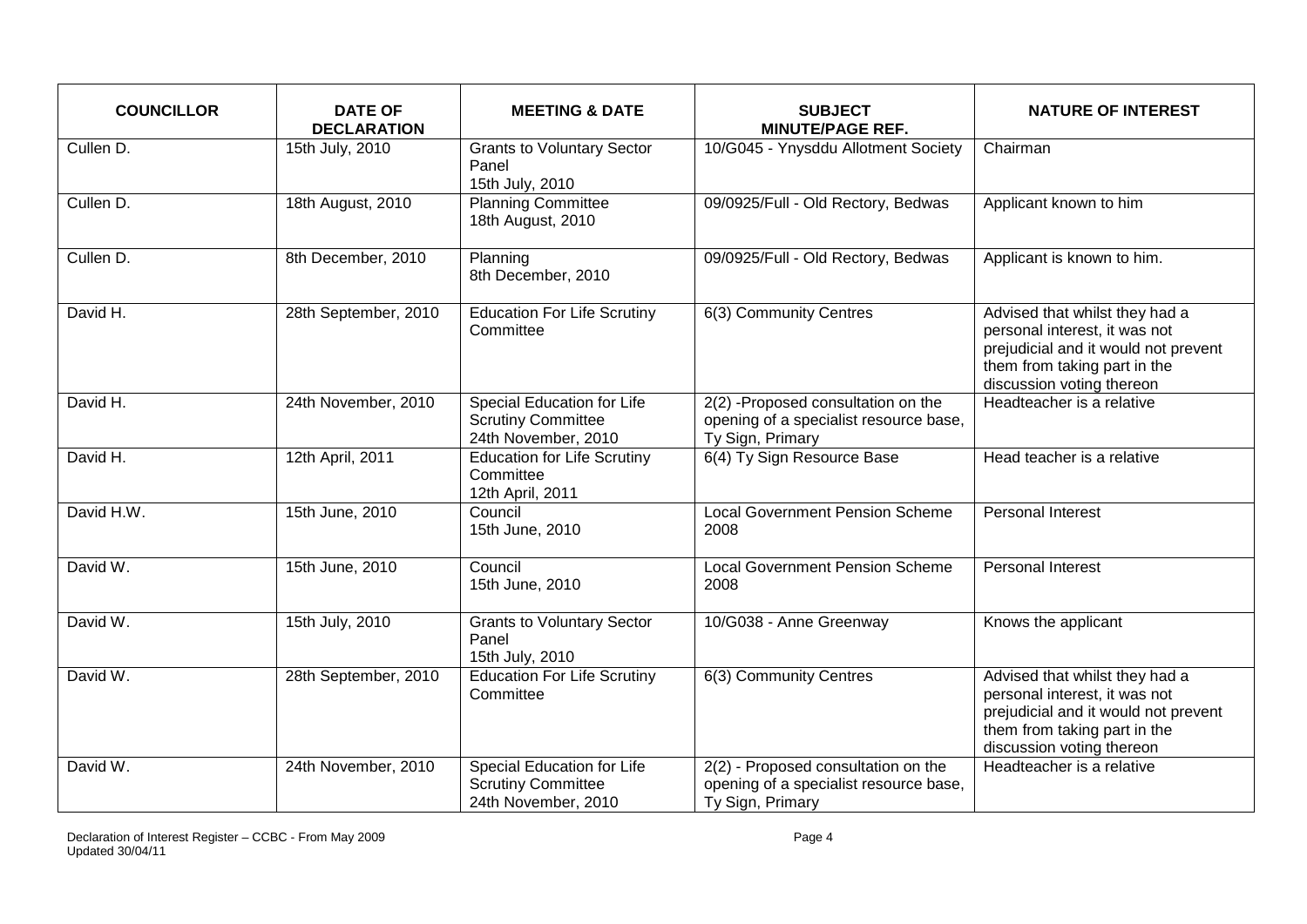| COUNCILLOR | DATE OF DECLARATION | MEETING & DATE | SUBJECT MINUTE/PAGE REF. | NATURE OF INTEREST |
| --- | --- | --- | --- | --- |
| Cullen D. | 15th July, 2010 | Grants to Voluntary Sector Panel 15th July, 2010 | 10/G045 - Ynysddu Allotment Society | Chairman |
| Cullen D. | 18th August, 2010 | Planning Committee 18th August, 2010 | 09/0925/Full - Old Rectory, Bedwas | Applicant known to him |
| Cullen D. | 8th December, 2010 | Planning 8th December, 2010 | 09/0925/Full - Old Rectory, Bedwas | Applicant is known to him. |
| David H. | 28th September, 2010 | Education For Life Scrutiny Committee | 6(3) Community Centres | Advised that whilst they had a personal interest, it was not prejudicial and it would not prevent them from taking part in the discussion voting thereon |
| David H. | 24th November, 2010 | Special Education for Life Scrutiny Committee 24th November, 2010 | 2(2) -Proposed consultation on the opening of a specialist resource base, Ty Sign, Primary | Headteacher is a relative |
| David H. | 12th April, 2011 | Education for Life Scrutiny Committee 12th April, 2011 | 6(4) Ty Sign Resource Base | Head teacher is a relative |
| David H.W. | 15th June, 2010 | Council 15th June, 2010 | Local Government Pension Scheme 2008 | Personal Interest |
| David W. | 15th June, 2010 | Council 15th June, 2010 | Local Government Pension Scheme 2008 | Personal Interest |
| David W. | 15th July, 2010 | Grants to Voluntary Sector Panel 15th July, 2010 | 10/G038 - Anne Greenway | Knows the applicant |
| David W. | 28th September, 2010 | Education For Life Scrutiny Committee | 6(3) Community Centres | Advised that whilst they had a personal interest, it was not prejudicial and it would not prevent them from taking part in the discussion voting thereon |
| David W. | 24th November, 2010 | Special Education for Life Scrutiny Committee 24th November, 2010 | 2(2) - Proposed consultation on the opening of a specialist resource base, Ty Sign, Primary | Headteacher is a relative |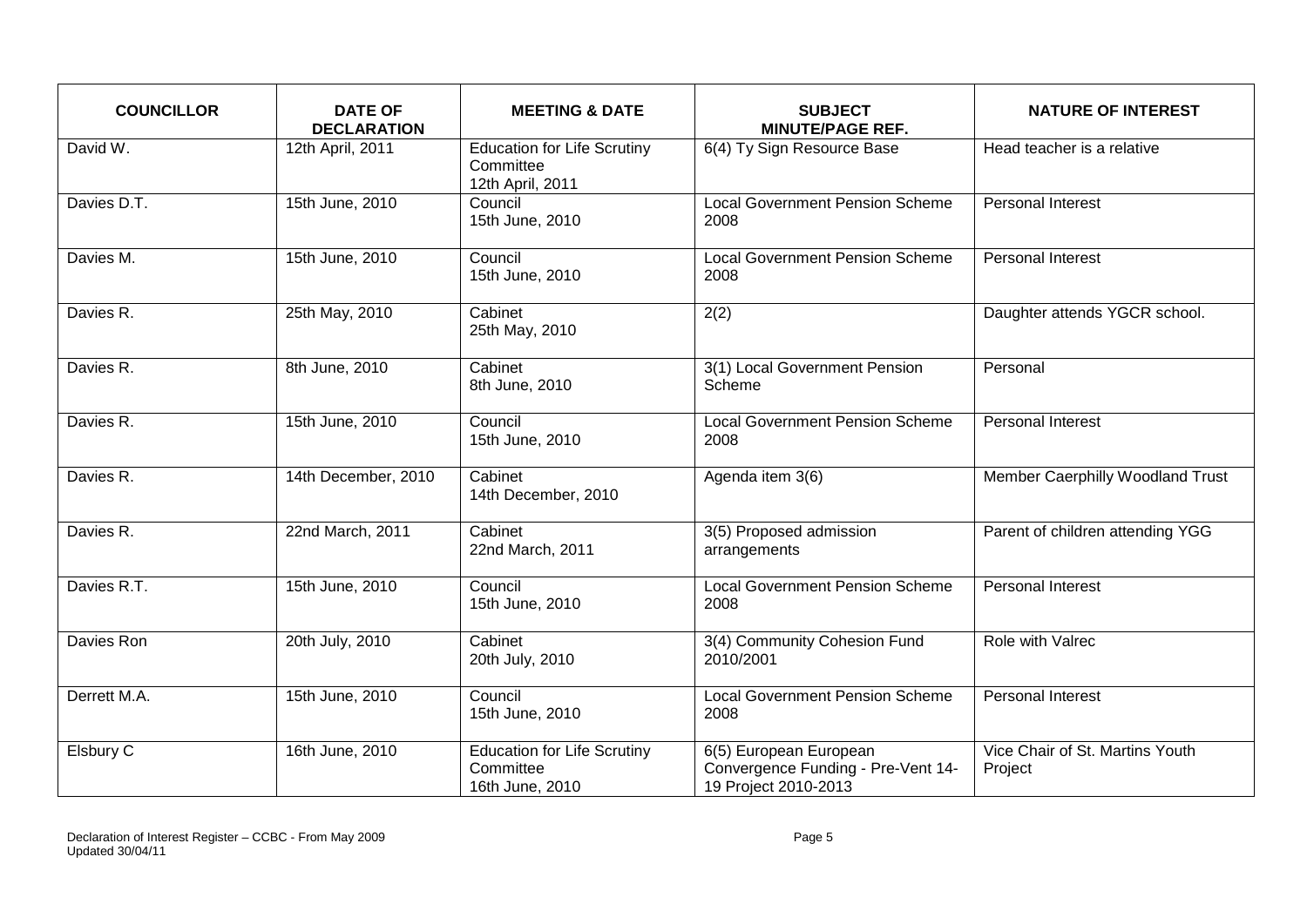| COUNCILLOR | DATE OF DECLARATION | MEETING & DATE | SUBJECT MINUTE/PAGE REF. | NATURE OF INTEREST |
|---|---|---|---|---|
| David W. | 12th April, 2011 | Education for Life Scrutiny Committee 12th April, 2011 | 6(4) Ty Sign Resource Base | Head teacher is a relative |
| Davies D.T. | 15th June, 2010 | Council 15th June, 2010 | Local Government Pension Scheme 2008 | Personal Interest |
| Davies M. | 15th June, 2010 | Council 15th June, 2010 | Local Government Pension Scheme 2008 | Personal Interest |
| Davies R. | 25th May, 2010 | Cabinet 25th May, 2010 | 2(2) | Daughter attends YGCR school. |
| Davies R. | 8th June, 2010 | Cabinet 8th June, 2010 | 3(1) Local Government Pension Scheme | Personal |
| Davies R. | 15th June, 2010 | Council 15th June, 2010 | Local Government Pension Scheme 2008 | Personal Interest |
| Davies R. | 14th December, 2010 | Cabinet 14th December, 2010 | Agenda item 3(6) | Member Caerphilly Woodland Trust |
| Davies R. | 22nd March, 2011 | Cabinet 22nd March, 2011 | 3(5) Proposed admission arrangements | Parent of children attending YGG |
| Davies R.T. | 15th June, 2010 | Council 15th June, 2010 | Local Government Pension Scheme 2008 | Personal Interest |
| Davies Ron | 20th July, 2010 | Cabinet 20th July, 2010 | 3(4) Community Cohesion Fund 2010/2001 | Role with Valrec |
| Derrett M.A. | 15th June, 2010 | Council 15th June, 2010 | Local Government Pension Scheme 2008 | Personal Interest |
| Elsbury C | 16th June, 2010 | Education for Life Scrutiny Committee 16th June, 2010 | 6(5) European European Convergence Funding - Pre-Vent 14-19 Project 2010-2013 | Vice Chair of St. Martins Youth Project |

Declaration of Interest Register – CCBC - From May 2009
Updated 30/04/11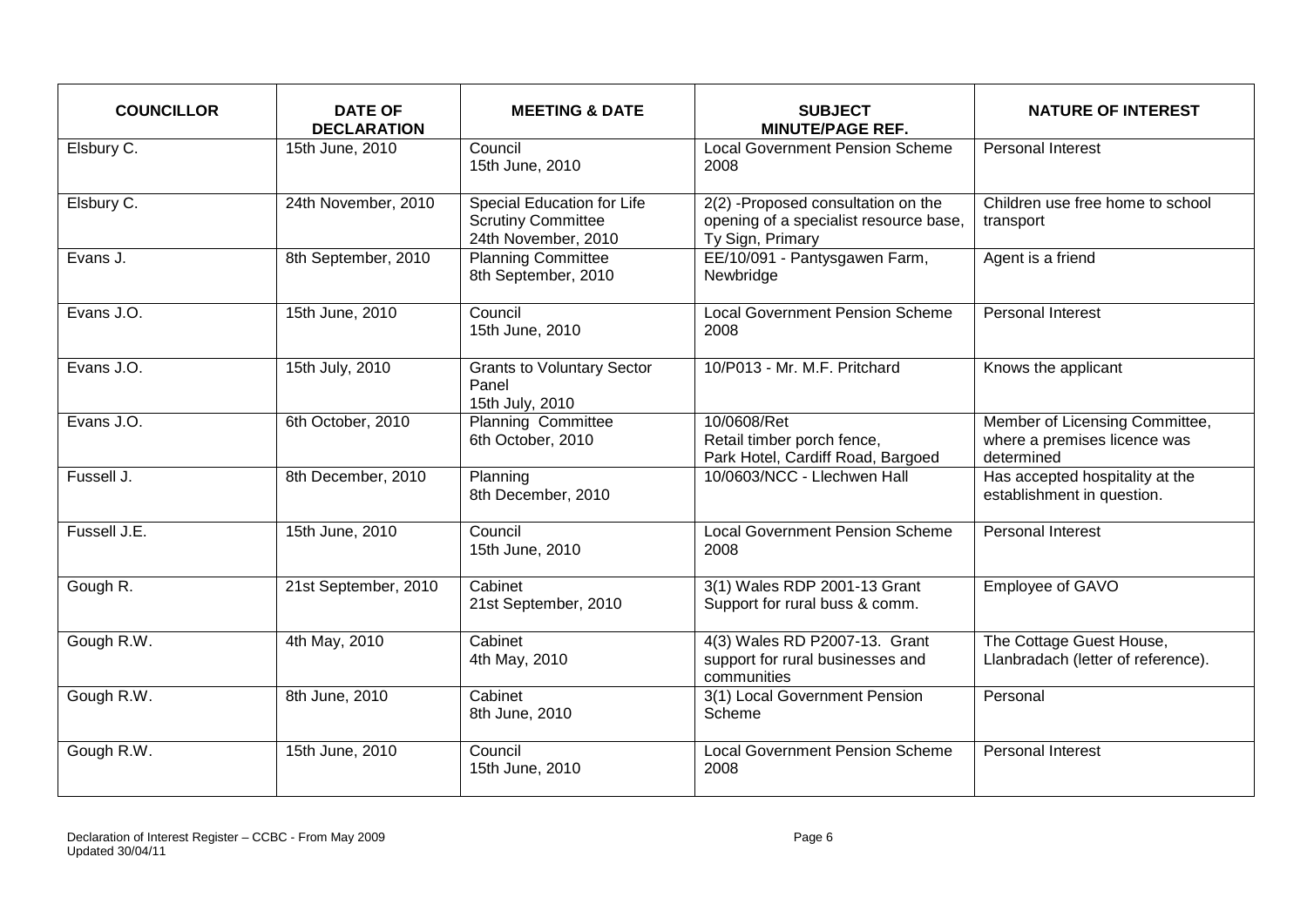| COUNCILLOR | DATE OF DECLARATION | MEETING & DATE | SUBJECT MINUTE/PAGE REF. | NATURE OF INTEREST |
|---|---|---|---|---|
| Elsbury C. | 15th June, 2010 | Council 15th June, 2010 | Local Government Pension Scheme 2008 | Personal Interest |
| Elsbury C. | 24th November, 2010 | Special Education for Life Scrutiny Committee 24th November, 2010 | 2(2) -Proposed consultation on the opening of a specialist resource base, Ty Sign, Primary | Children use free home to school transport |
| Evans J. | 8th September, 2010 | Planning Committee 8th September, 2010 | EE/10/091 - Pantysgawen Farm, Newbridge | Agent is a friend |
| Evans J.O. | 15th June, 2010 | Council 15th June, 2010 | Local Government Pension Scheme 2008 | Personal Interest |
| Evans J.O. | 15th July, 2010 | Grants to Voluntary Sector Panel 15th July, 2010 | 10/P013 - Mr. M.F. Pritchard | Knows the applicant |
| Evans J.O. | 6th October, 2010 | Planning Committee 6th October, 2010 | 10/0608/Ret Retail timber porch fence, Park Hotel, Cardiff Road, Bargoed | Member of Licensing Committee, where a premises licence was determined |
| Fussell J. | 8th December, 2010 | Planning 8th December, 2010 | 10/0603/NCC - Llechwen Hall | Has accepted hospitality at the establishment in question. |
| Fussell J.E. | 15th June, 2010 | Council 15th June, 2010 | Local Government Pension Scheme 2008 | Personal Interest |
| Gough R. | 21st September, 2010 | Cabinet 21st September, 2010 | 3(1) Wales RDP 2001-13 Grant Support for rural buss & comm. | Employee of GAVO |
| Gough R.W. | 4th May, 2010 | Cabinet 4th May, 2010 | 4(3) Wales RD P2007-13. Grant support for rural businesses and communities | The Cottage Guest House, Llanbradach (letter of reference). |
| Gough R.W. | 8th June, 2010 | Cabinet 8th June, 2010 | 3(1) Local Government Pension Scheme | Personal |
| Gough R.W. | 15th June, 2010 | Council 15th June, 2010 | Local Government Pension Scheme 2008 | Personal Interest |

Declaration of Interest Register – CCBC - From May 2009
Updated 30/04/11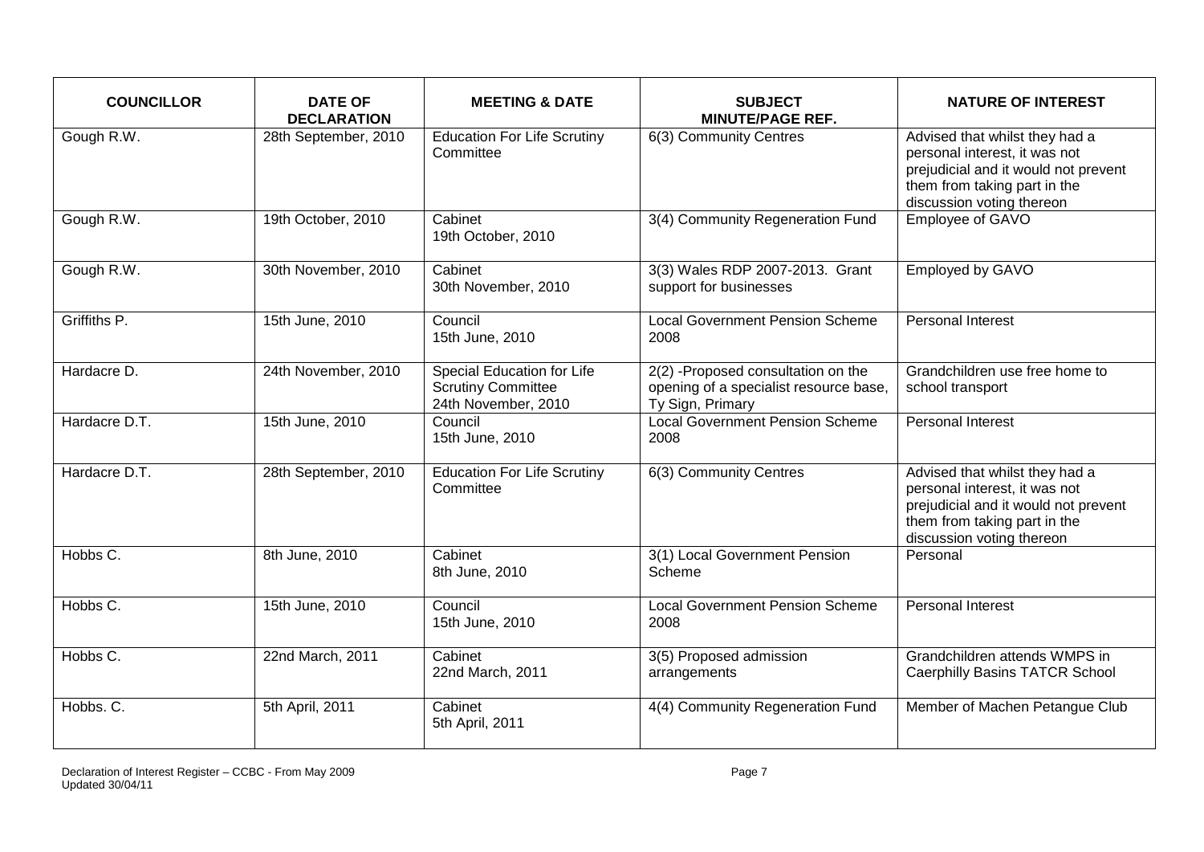| COUNCILLOR | DATE OF DECLARATION | MEETING & DATE | SUBJECT MINUTE/PAGE REF. | NATURE OF INTEREST |
|---|---|---|---|---|
| Gough R.W. | 28th September, 2010 | Education For Life Scrutiny Committee | 6(3) Community Centres | Advised that whilst they had a personal interest, it was not prejudicial and it would not prevent them from taking part in the discussion voting thereon |
| Gough R.W. | 19th October, 2010 | Cabinet 19th October, 2010 | 3(4) Community Regeneration Fund | Employee of GAVO |
| Gough R.W. | 30th November, 2010 | Cabinet 30th November, 2010 | 3(3) Wales RDP 2007-2013. Grant support for businesses | Employed by GAVO |
| Griffiths P. | 15th June, 2010 | Council 15th June, 2010 | Local Government Pension Scheme 2008 | Personal Interest |
| Hardacre D. | 24th November, 2010 | Special Education for Life Scrutiny Committee 24th November, 2010 | 2(2) -Proposed consultation on the opening of a specialist resource base, Ty Sign, Primary | Grandchildren use free home to school transport |
| Hardacre D.T. | 15th June, 2010 | Council 15th June, 2010 | Local Government Pension Scheme 2008 | Personal Interest |
| Hardacre D.T. | 28th September, 2010 | Education For Life Scrutiny Committee | 6(3) Community Centres | Advised that whilst they had a personal interest, it was not prejudicial and it would not prevent them from taking part in the discussion voting thereon |
| Hobbs C. | 8th June, 2010 | Cabinet 8th June, 2010 | 3(1) Local Government Pension Scheme | Personal |
| Hobbs C. | 15th June, 2010 | Council 15th June, 2010 | Local Government Pension Scheme 2008 | Personal Interest |
| Hobbs C. | 22nd March, 2011 | Cabinet 22nd March, 2011 | 3(5) Proposed admission arrangements | Grandchildren attends WMPS in Caerphilly Basins TATCR School |
| Hobbs. C. | 5th April, 2011 | Cabinet 5th April, 2011 | 4(4) Community Regeneration Fund | Member of Machen Petangue Club |

Declaration of Interest Register – CCBC - From May 2009
Updated 30/04/11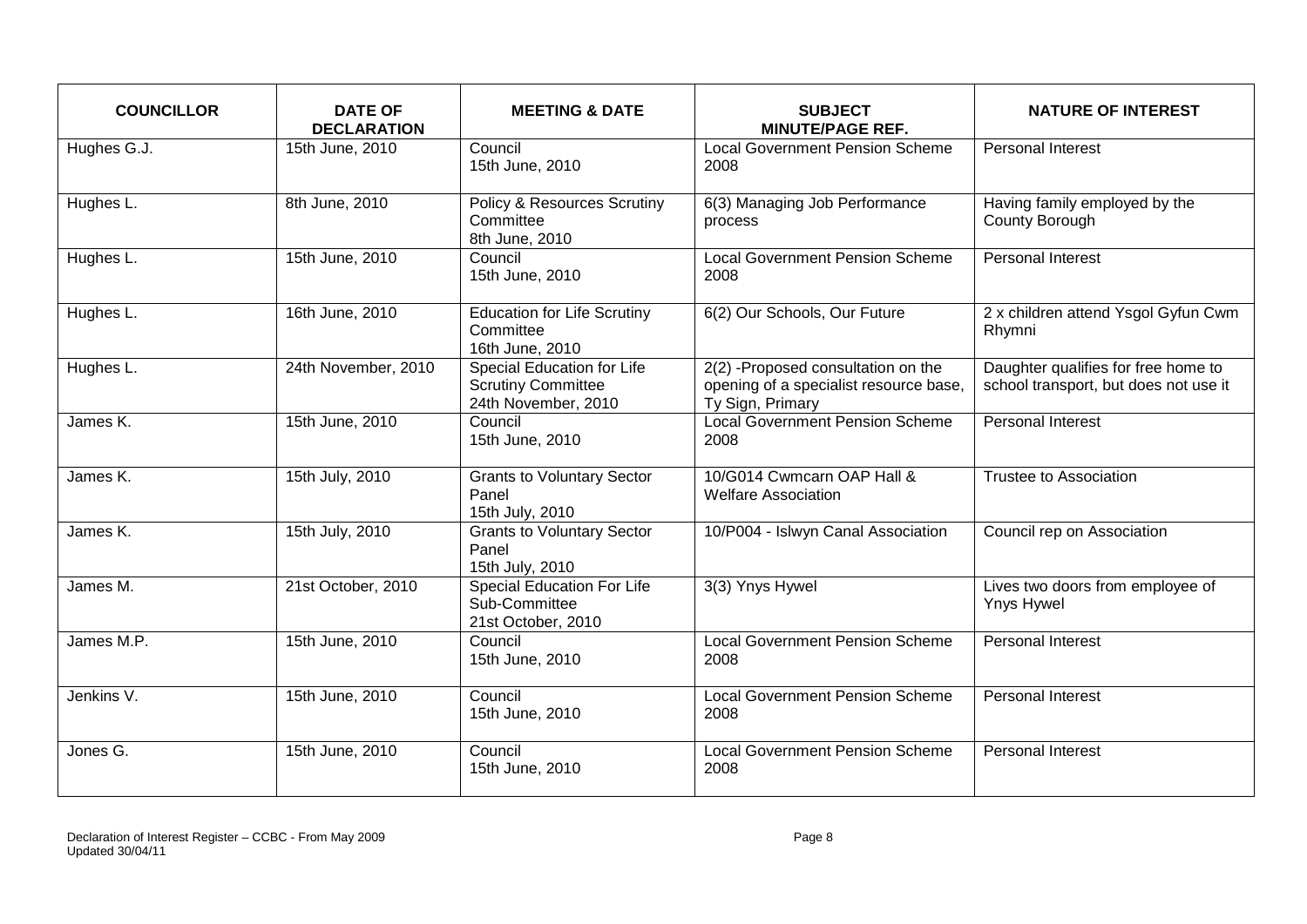| COUNCILLOR | DATE OF DECLARATION | MEETING & DATE | SUBJECT MINUTE/PAGE REF. | NATURE OF INTEREST |
|---|---|---|---|---|
| Hughes G.J. | 15th June, 2010 | Council 15th June, 2010 | Local Government Pension Scheme 2008 | Personal Interest |
| Hughes L. | 8th June, 2010 | Policy & Resources Scrutiny Committee 8th June, 2010 | 6(3) Managing Job Performance process | Having family employed by the County Borough |
| Hughes L. | 15th June, 2010 | Council 15th June, 2010 | Local Government Pension Scheme 2008 | Personal Interest |
| Hughes L. | 16th June, 2010 | Education for Life Scrutiny Committee 16th June, 2010 | 6(2) Our Schools, Our Future | 2 x children attend Ysgol Gyfun Cwm Rhymni |
| Hughes L. | 24th November, 2010 | Special Education for Life Scrutiny Committee 24th November, 2010 | 2(2) -Proposed consultation on the opening of a specialist resource base, Ty Sign, Primary | Daughter qualifies for free home to school transport, but does not use it |
| James K. | 15th June, 2010 | Council 15th June, 2010 | Local Government Pension Scheme 2008 | Personal Interest |
| James K. | 15th July, 2010 | Grants to Voluntary Sector Panel 15th July, 2010 | 10/G014 Cwmcarn OAP Hall & Welfare Association | Trustee to Association |
| James K. | 15th July, 2010 | Grants to Voluntary Sector Panel 15th July, 2010 | 10/P004 - Islwyn Canal Association | Council rep on Association |
| James M. | 21st October, 2010 | Special Education For Life Sub-Committee 21st October, 2010 | 3(3) Ynys Hywel | Lives two doors from employee of Ynys Hywel |
| James M.P. | 15th June, 2010 | Council 15th June, 2010 | Local Government Pension Scheme 2008 | Personal Interest |
| Jenkins V. | 15th June, 2010 | Council 15th June, 2010 | Local Government Pension Scheme 2008 | Personal Interest |
| Jones G. | 15th June, 2010 | Council 15th June, 2010 | Local Government Pension Scheme 2008 | Personal Interest |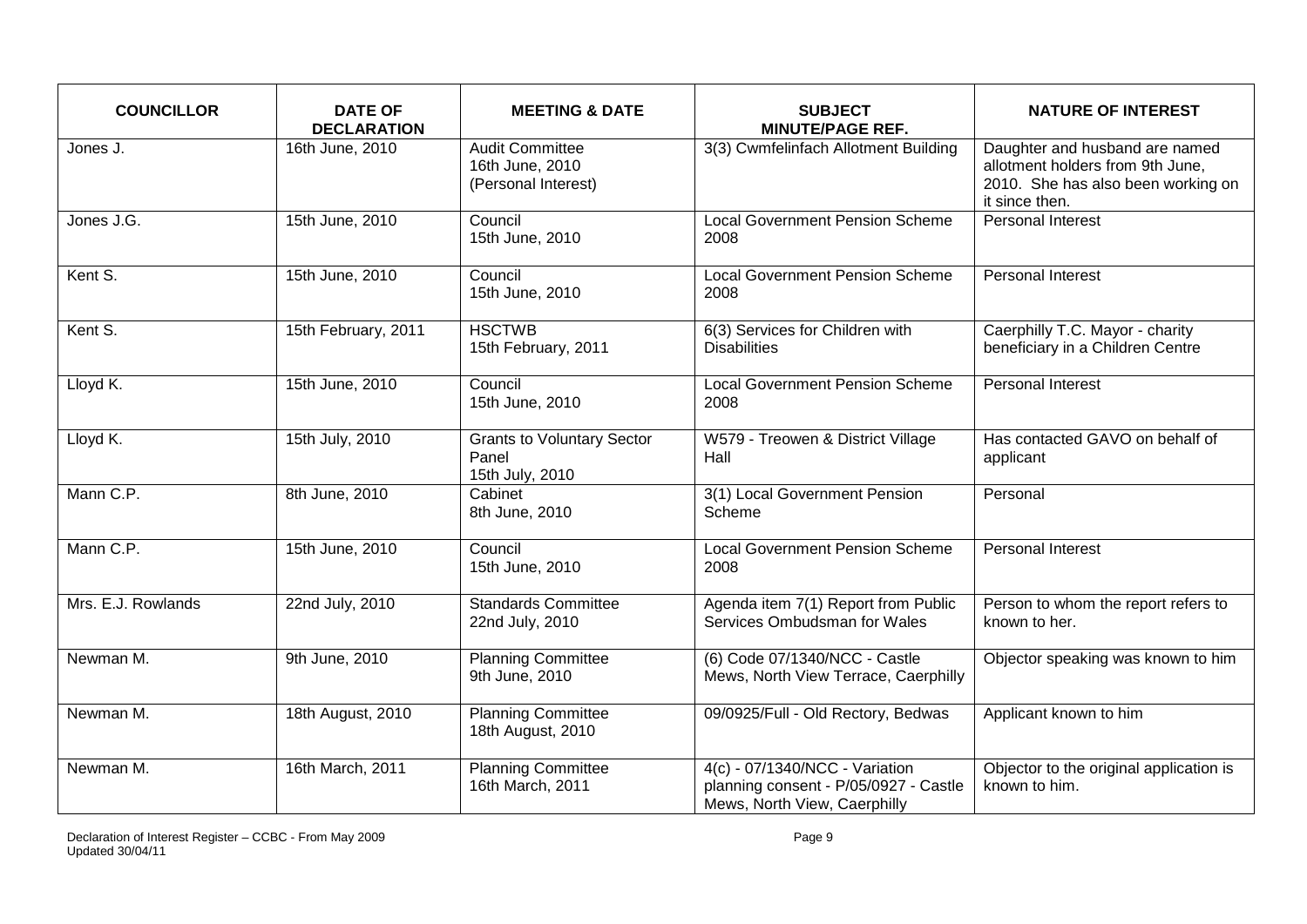| COUNCILLOR | DATE OF DECLARATION | MEETING & DATE | SUBJECT MINUTE/PAGE REF. | NATURE OF INTEREST |
|---|---|---|---|---|
| Jones J. | 16th June, 2010 | Audit Committee 16th June, 2010 (Personal Interest) | 3(3) Cwmfelinfach Allotment Building | Daughter and husband are named allotment holders from 9th June, 2010. She has also been working on it since then. |
| Jones J.G. | 15th June, 2010 | Council 15th June, 2010 | Local Government Pension Scheme 2008 | Personal Interest |
| Kent S. | 15th June, 2010 | Council 15th June, 2010 | Local Government Pension Scheme 2008 | Personal Interest |
| Kent S. | 15th February, 2011 | HSCTWB 15th February, 2011 | 6(3) Services for Children with Disabilities | Caerphilly T.C. Mayor - charity beneficiary in a Children Centre |
| Lloyd K. | 15th June, 2010 | Council 15th June, 2010 | Local Government Pension Scheme 2008 | Personal Interest |
| Lloyd K. | 15th July, 2010 | Grants to Voluntary Sector Panel 15th July, 2010 | W579 - Treowen & District Village Hall | Has contacted GAVO on behalf of applicant |
| Mann C.P. | 8th June, 2010 | Cabinet 8th June, 2010 | 3(1) Local Government Pension Scheme | Personal |
| Mann C.P. | 15th June, 2010 | Council 15th June, 2010 | Local Government Pension Scheme 2008 | Personal Interest |
| Mrs. E.J. Rowlands | 22nd July, 2010 | Standards Committee 22nd July, 2010 | Agenda item 7(1) Report from Public Services Ombudsman for Wales | Person to whom the report refers to known to her. |
| Newman M. | 9th June, 2010 | Planning Committee 9th June, 2010 | (6) Code 07/1340/NCC - Castle Mews, North View Terrace, Caerphilly | Objector speaking was known to him |
| Newman M. | 18th August, 2010 | Planning Committee 18th August, 2010 | 09/0925/Full - Old Rectory, Bedwas | Applicant known to him |
| Newman M. | 16th March, 2011 | Planning Committee 16th March, 2011 | 4(c) - 07/1340/NCC - Variation planning consent - P/05/0927 - Castle Mews, North View, Caerphilly | Objector to the original application is known to him. |

Declaration of Interest Register – CCBC - From May 2009
Updated 30/04/11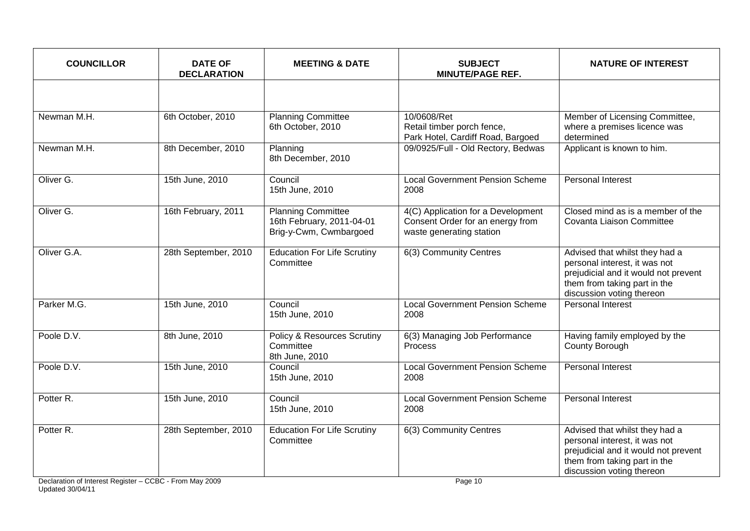| COUNCILLOR | DATE OF DECLARATION | MEETING & DATE | SUBJECT MINUTE/PAGE REF. | NATURE OF INTEREST |
|---|---|---|---|---|
| | | | | |
| Newman M.H. | 6th October, 2010 | Planning Committee<br>6th October, 2010 | 10/0608/Ret<br>Retail timber porch fence,<br>Park Hotel, Cardiff Road, Bargoed | Member of Licensing Committee, where a premises licence was determined |
| Newman M.H. | 8th December, 2010 | Planning<br>8th December, 2010 | 09/0925/Full - Old Rectory, Bedwas | Applicant is known to him. |
| Oliver G. | 15th June, 2010 | Council<br>15th June, 2010 | Local Government Pension Scheme 2008 | Personal Interest |
| Oliver G. | 16th February, 2011 | Planning Committee<br>16th February, 2011-04-01<br>Brig-y-Cwm, Cwmbargoed | 4(C) Application for a Development Consent Order for an energy from waste generating station | Closed mind as is a member of the Covanta Liaison Committee |
| Oliver G.A. | 28th September, 2010 | Education For Life Scrutiny Committee | 6(3) Community Centres | Advised that whilst they had a personal interest, it was not prejudicial and it would not prevent them from taking part in the discussion voting thereon |
| Parker M.G. | 15th June, 2010 | Council<br>15th June, 2010 | Local Government Pension Scheme 2008 | Personal Interest |
| Poole D.V. | 8th June, 2010 | Policy & Resources Scrutiny Committee<br>8th June, 2010 | 6(3) Managing Job Performance Process | Having family employed by the County Borough |
| Poole D.V. | 15th June, 2010 | Council<br>15th June, 2010 | Local Government Pension Scheme 2008 | Personal Interest |
| Potter R. | 15th June, 2010 | Council<br>15th June, 2010 | Local Government Pension Scheme 2008 | Personal Interest |
| Potter R. | 28th September, 2010 | Education For Life Scrutiny Committee | 6(3) Community Centres | Advised that whilst they had a personal interest, it was not prejudicial and it would not prevent them from taking part in the discussion voting thereon |

Declaration of Interest Register – CCBC - From May 2009
Updated 30/04/11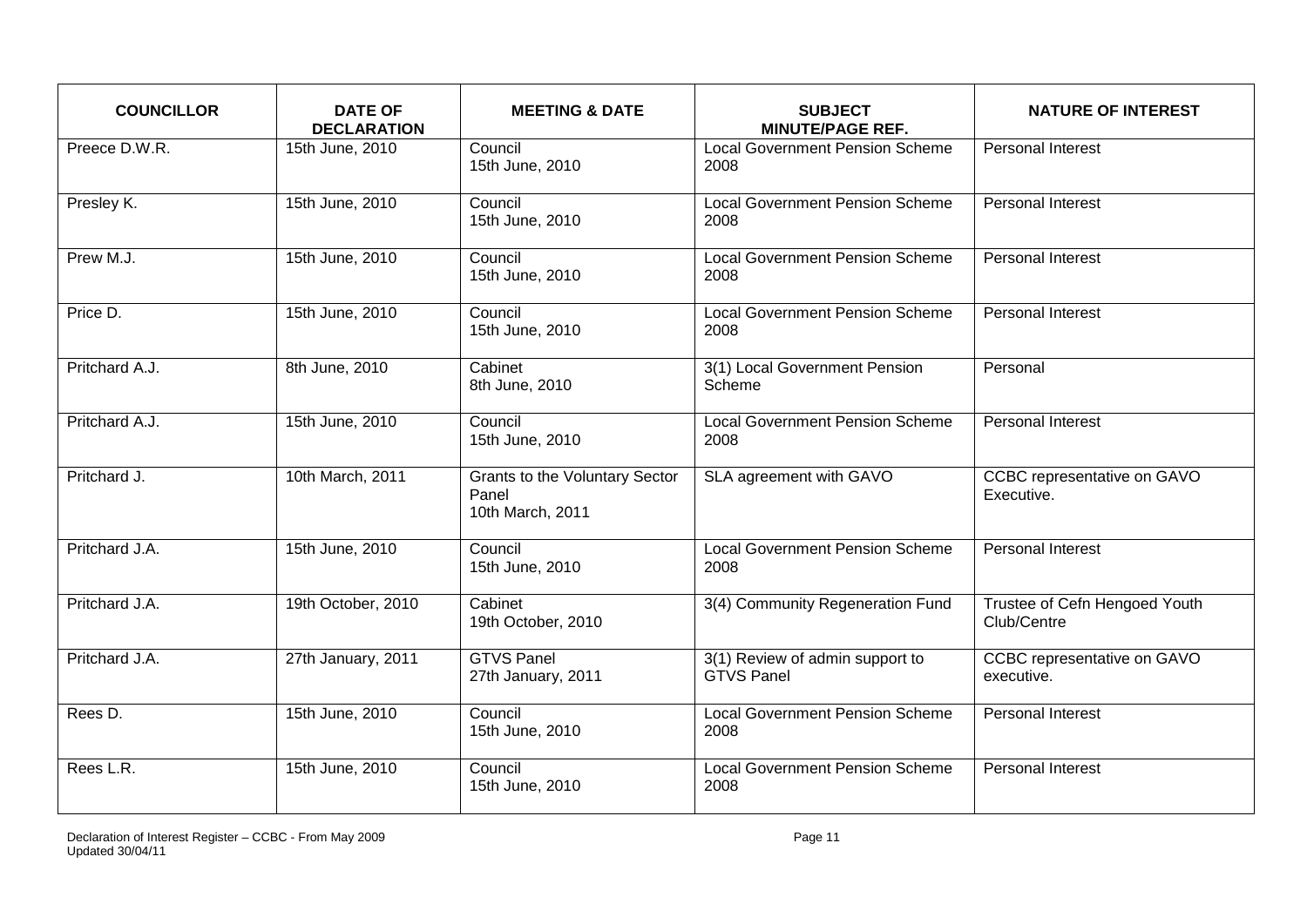| COUNCILLOR | DATE OF DECLARATION | MEETING & DATE | SUBJECT MINUTE/PAGE REF. | NATURE OF INTEREST |
|---|---|---|---|---|
| Preece D.W.R. | 15th June, 2010 | Council 15th June, 2010 | Local Government Pension Scheme 2008 | Personal Interest |
| Presley K. | 15th June, 2010 | Council 15th June, 2010 | Local Government Pension Scheme 2008 | Personal Interest |
| Prew M.J. | 15th June, 2010 | Council 15th June, 2010 | Local Government Pension Scheme 2008 | Personal Interest |
| Price D. | 15th June, 2010 | Council 15th June, 2010 | Local Government Pension Scheme 2008 | Personal Interest |
| Pritchard A.J. | 8th June, 2010 | Cabinet 8th June, 2010 | 3(1) Local Government Pension Scheme | Personal |
| Pritchard A.J. | 15th June, 2010 | Council 15th June, 2010 | Local Government Pension Scheme 2008 | Personal Interest |
| Pritchard J. | 10th March, 2011 | Grants to the Voluntary Sector Panel 10th March, 2011 | SLA agreement with GAVO | CCBC representative on GAVO Executive. |
| Pritchard J.A. | 15th June, 2010 | Council 15th June, 2010 | Local Government Pension Scheme 2008 | Personal Interest |
| Pritchard J.A. | 19th October, 2010 | Cabinet 19th October, 2010 | 3(4) Community Regeneration Fund | Trustee of Cefn Hengoed Youth Club/Centre |
| Pritchard J.A. | 27th January, 2011 | GTVS Panel 27th January, 2011 | 3(1) Review of admin support to GTVS Panel | CCBC representative on GAVO executive. |
| Rees D. | 15th June, 2010 | Council 15th June, 2010 | Local Government Pension Scheme 2008 | Personal Interest |
| Rees L.R. | 15th June, 2010 | Council 15th June, 2010 | Local Government Pension Scheme 2008 | Personal Interest |

Declaration of Interest Register – CCBC - From May 2009
Updated 30/04/11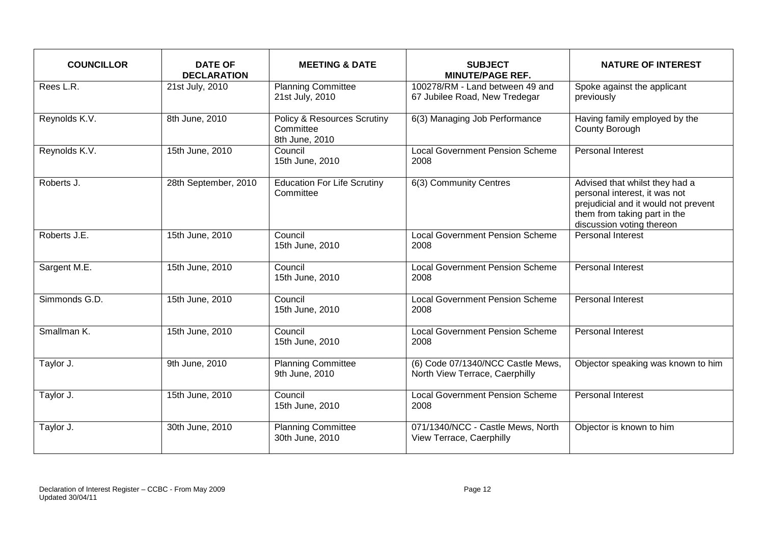| COUNCILLOR | DATE OF DECLARATION | MEETING & DATE | SUBJECT MINUTE/PAGE REF. | NATURE OF INTEREST |
|---|---|---|---|---|
| Rees L.R. | 21st July, 2010 | Planning Committee 21st July, 2010 | 100278/RM - Land between 49 and 67 Jubilee Road, New Tredegar | Spoke against the applicant previously |
| Reynolds K.V. | 8th June, 2010 | Policy & Resources Scrutiny Committee 8th June, 2010 | 6(3) Managing Job Performance | Having family employed by the County Borough |
| Reynolds K.V. | 15th June, 2010 | Council 15th June, 2010 | Local Government Pension Scheme 2008 | Personal Interest |
| Roberts J. | 28th September, 2010 | Education For Life Scrutiny Committee | 6(3) Community Centres | Advised that whilst they had a personal interest, it was not prejudicial and it would not prevent them from taking part in the discussion voting thereon |
| Roberts J.E. | 15th June, 2010 | Council 15th June, 2010 | Local Government Pension Scheme 2008 | Personal Interest |
| Sargent M.E. | 15th June, 2010 | Council 15th June, 2010 | Local Government Pension Scheme 2008 | Personal Interest |
| Simmonds G.D. | 15th June, 2010 | Council 15th June, 2010 | Local Government Pension Scheme 2008 | Personal Interest |
| Smallman K. | 15th June, 2010 | Council 15th June, 2010 | Local Government Pension Scheme 2008 | Personal Interest |
| Taylor J. | 9th June, 2010 | Planning Committee 9th June, 2010 | (6) Code 07/1340/NCC Castle Mews, North View Terrace, Caerphilly | Objector speaking was known to him |
| Taylor J. | 15th June, 2010 | Council 15th June, 2010 | Local Government Pension Scheme 2008 | Personal Interest |
| Taylor J. | 30th June, 2010 | Planning Committee 30th June, 2010 | 071/1340/NCC - Castle Mews, North View Terrace, Caerphilly | Objector is known to him |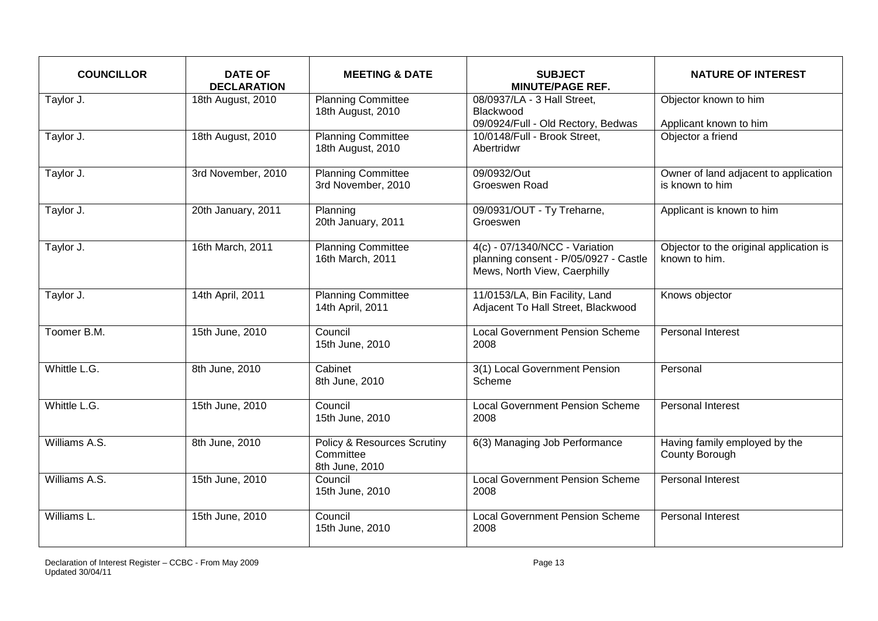| COUNCILLOR | DATE OF DECLARATION | MEETING & DATE | SUBJECT MINUTE/PAGE REF. | NATURE OF INTEREST |
| --- | --- | --- | --- | --- |
| Taylor J. | 18th August, 2010 | Planning Committee 18th August, 2010 | 08/0937/LA - 3 Hall Street, Blackwood 09/0924/Full - Old Rectory, Bedwas | Objector known to him Applicant known to him |
| Taylor J. | 18th August, 2010 | Planning Committee 18th August, 2010 | 10/0148/Full - Brook Street, Abertridwr | Objector a friend |
| Taylor J. | 3rd November, 2010 | Planning Committee 3rd November, 2010 | 09/0932/Out Groeswen Road | Owner of land adjacent to application is known to him |
| Taylor J. | 20th January, 2011 | Planning 20th January, 2011 | 09/0931/OUT - Ty Treharne, Groeswen | Applicant is known to him |
| Taylor J. | 16th March, 2011 | Planning Committee 16th March, 2011 | 4(c) - 07/1340/NCC - Variation planning consent - P/05/0927 - Castle Mews, North View, Caerphilly | Objector to the original application is known to him. |
| Taylor J. | 14th April, 2011 | Planning Committee 14th April, 2011 | 11/0153/LA, Bin Facility, Land Adjacent To Hall Street, Blackwood | Knows objector |
| Toomer B.M. | 15th June, 2010 | Council 15th June, 2010 | Local Government Pension Scheme 2008 | Personal Interest |
| Whittle L.G. | 8th June, 2010 | Cabinet 8th June, 2010 | 3(1) Local Government Pension Scheme | Personal |
| Whittle L.G. | 15th June, 2010 | Council 15th June, 2010 | Local Government Pension Scheme 2008 | Personal Interest |
| Williams A.S. | 8th June, 2010 | Policy & Resources Scrutiny Committee 8th June, 2010 | 6(3) Managing Job Performance | Having family employed by the County Borough |
| Williams A.S. | 15th June, 2010 | Council 15th June, 2010 | Local Government Pension Scheme 2008 | Personal Interest |
| Williams L. | 15th June, 2010 | Council 15th June, 2010 | Local Government Pension Scheme 2008 | Personal Interest |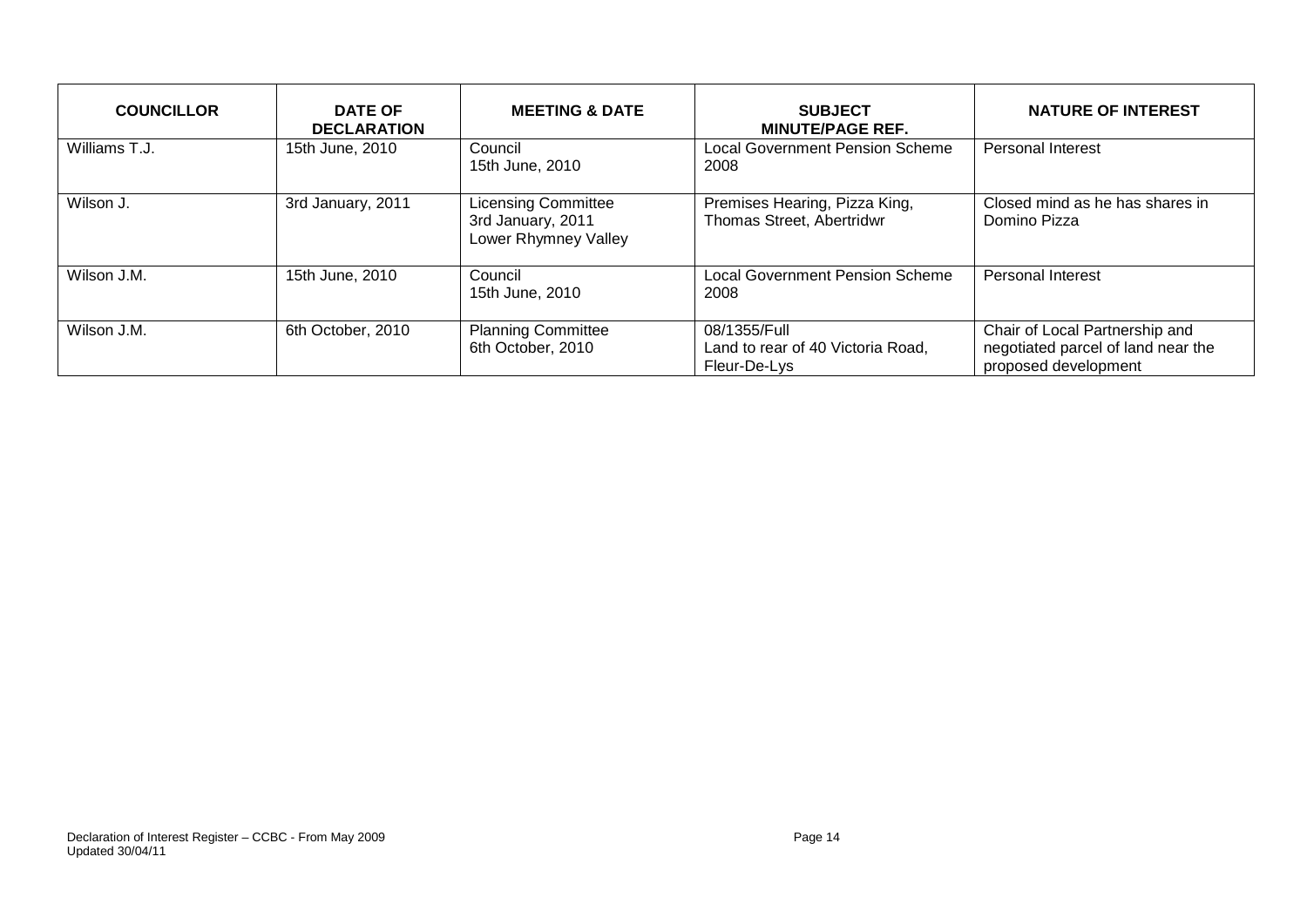| COUNCILLOR | DATE OF DECLARATION | MEETING & DATE | SUBJECT MINUTE/PAGE REF. | NATURE OF INTEREST |
|---|---|---|---|---|
| Williams T.J. | 15th June, 2010 | Council 15th June, 2010 | Local Government Pension Scheme 2008 | Personal Interest |
| Wilson J. | 3rd January, 2011 | Licensing Committee 3rd January, 2011 Lower Rhymney Valley | Premises Hearing, Pizza King, Thomas Street, Abertridwr | Closed mind as he has shares in Domino Pizza |
| Wilson J.M. | 15th June, 2010 | Council 15th June, 2010 | Local Government Pension Scheme 2008 | Personal Interest |
| Wilson J.M. | 6th October, 2010 | Planning Committee 6th October, 2010 | 08/1355/Full Land to rear of 40 Victoria Road, Fleur-De-Lys | Chair of Local Partnership and negotiated parcel of land near the proposed development |

Declaration of Interest Register – CCBC - From May 2009
Updated 30/04/11